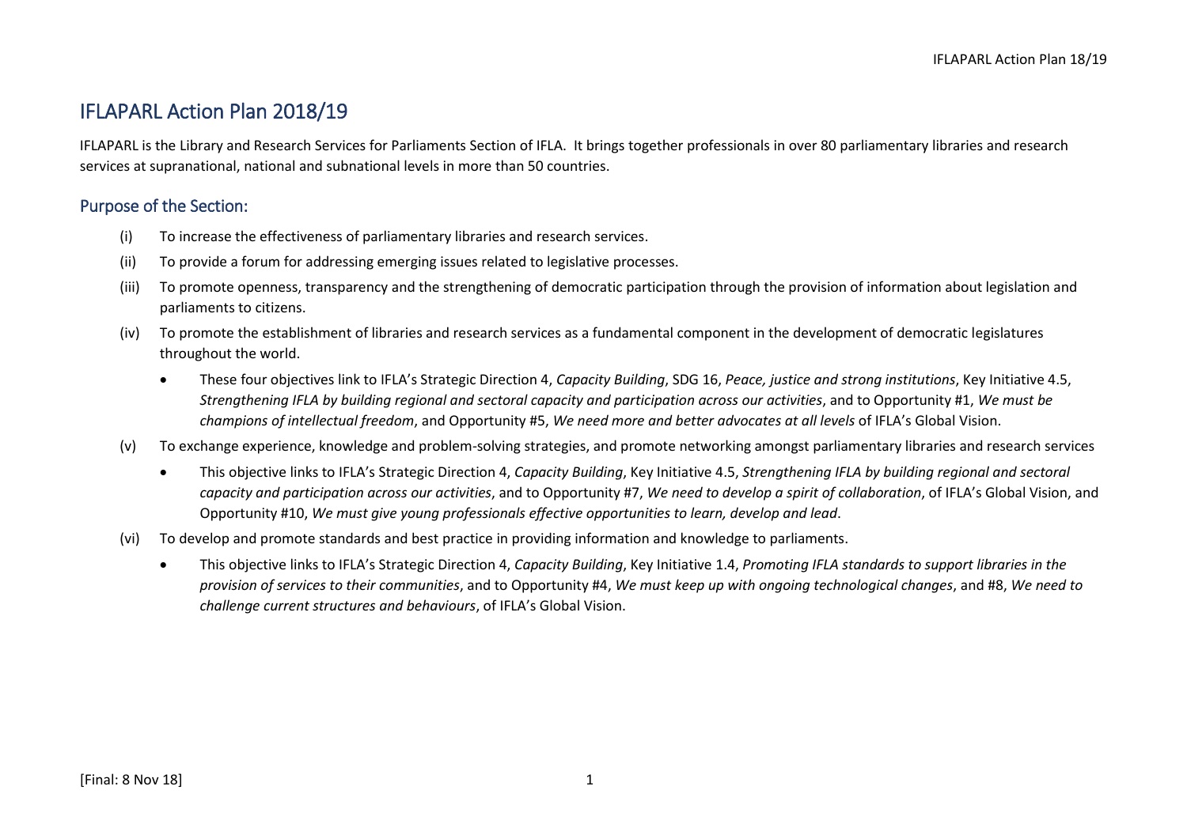# IFLAPARL Action Plan 2018/19

IFLAPARL is the Library and Research Services for Parliaments Section of IFLA. It brings together professionals in over 80 parliamentary libraries and research services at supranational, national and subnational levels in more than 50 countries.

## Purpose of the Section:

(i) To increase the effectiveness of parliamentary libraries and research services.

(ii) To provide a forum for addressing emerging issues related to legislative processes.

(iii) To promote openness, transparency and the strengthening of democratic participation through the provision of information about legislation and parliaments to citizens.

(iv) To promote the establishment of libraries and research services as a fundamental component in the development of democratic legislatures throughout the world.

- These four objectives link to IFLA's Strategic Direction 4, *Capacity Building*, SDG 16, *Peace, justice and strong institutions*, Key Initiative 4.5, *Strengthening IFLA by building regional and sectoral capacity and participation across our activities*, and to Opportunity #1, *We must be champions of intellectual freedom*, and Opportunity #5, *We need more and better advocates at all levels* of IFLA's Global Vision.

(v) To exchange experience, knowledge and problem-solving strategies, and promote networking amongst parliamentary libraries and research services

- This objective links to IFLA's Strategic Direction 4, *Capacity Building*, Key Initiative 4.5, *Strengthening IFLA by building regional and sectoral capacity and participation across our activities*, and to Opportunity #7, *We need to develop a spirit of collaboration*, of IFLA's Global Vision, and Opportunity #10, *We must give young professionals effective opportunities to learn, develop and lead*.

(vi) To develop and promote standards and best practice in providing information and knowledge to parliaments.

- This objective links to IFLA's Strategic Direction 4, *Capacity Building*, Key Initiative 1.4, *Promoting IFLA standards to support libraries in the provision of services to their communities*, and to Opportunity #4, *We must keep up with ongoing technological changes*, and #8, *We need to challenge current structures and behaviours*, of IFLA's Global Vision.

[Final: 8 Nov 18]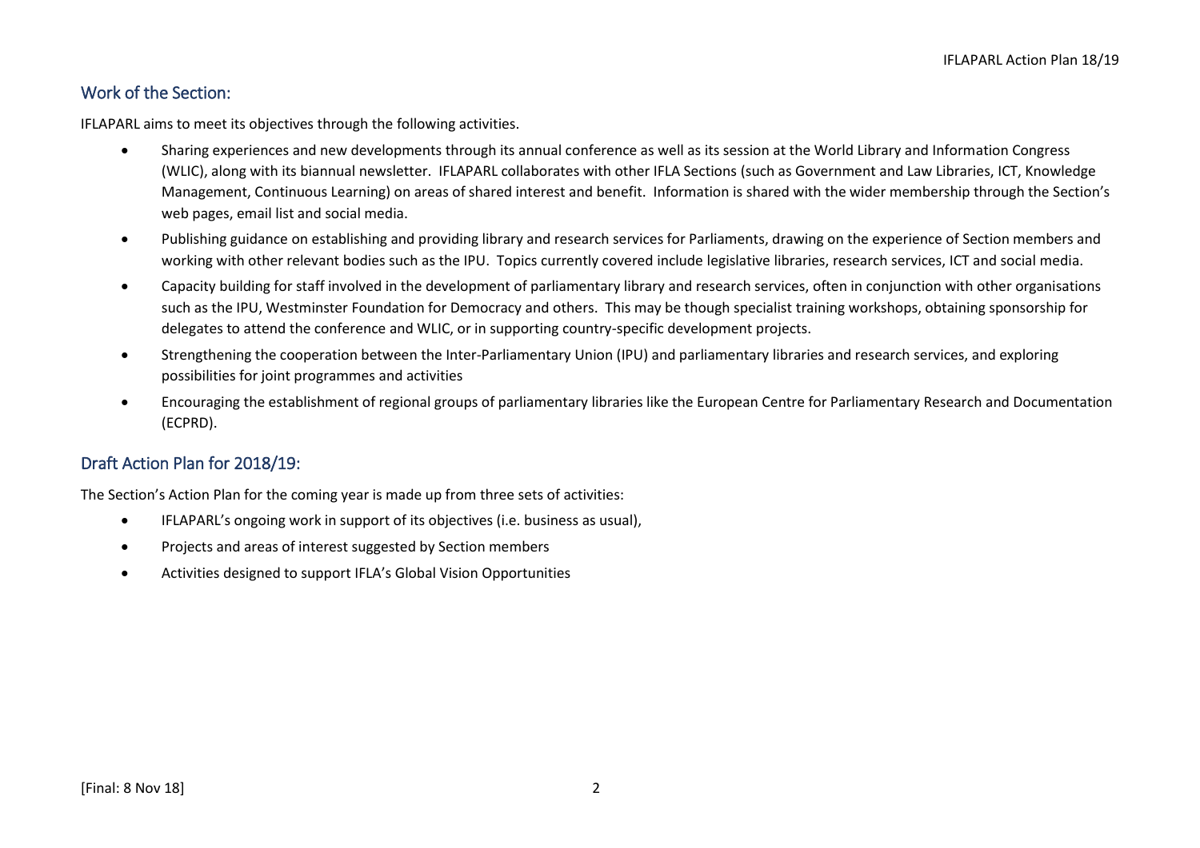## Work of the Section:

IFLAPARL aims to meet its objectives through the following activities.

- Sharing experiences and new developments through its annual conference as well as its session at the World Library and Information Congress (WLIC), along with its biannual newsletter. IFLAPARL collaborates with other IFLA Sections (such as Government and Law Libraries, ICT, Knowledge Management, Continuous Learning) on areas of shared interest and benefit. Information is shared with the wider membership through the Section's web pages, email list and social media.
- Publishing guidance on establishing and providing library and research services for Parliaments, drawing on the experience of Section members and working with other relevant bodies such as the IPU. Topics currently covered include legislative libraries, research services, ICT and social media.
- Capacity building for staff involved in the development of parliamentary library and research services, often in conjunction with other organisations such as the IPU, Westminster Foundation for Democracy and others. This may be though specialist training workshops, obtaining sponsorship for delegates to attend the conference and WLIC, or in supporting country-specific development projects.
- Strengthening the cooperation between the Inter-Parliamentary Union (IPU) and parliamentary libraries and research services, and exploring possibilities for joint programmes and activities
- Encouraging the establishment of regional groups of parliamentary libraries like the European Centre for Parliamentary Research and Documentation (ECPRD).

## Draft Action Plan for 2018/19:

The Section's Action Plan for the coming year is made up from three sets of activities:

- IFLAPARL's ongoing work in support of its objectives (i.e. business as usual),
- Projects and areas of interest suggested by Section members
- Activities designed to support IFLA's Global Vision Opportunities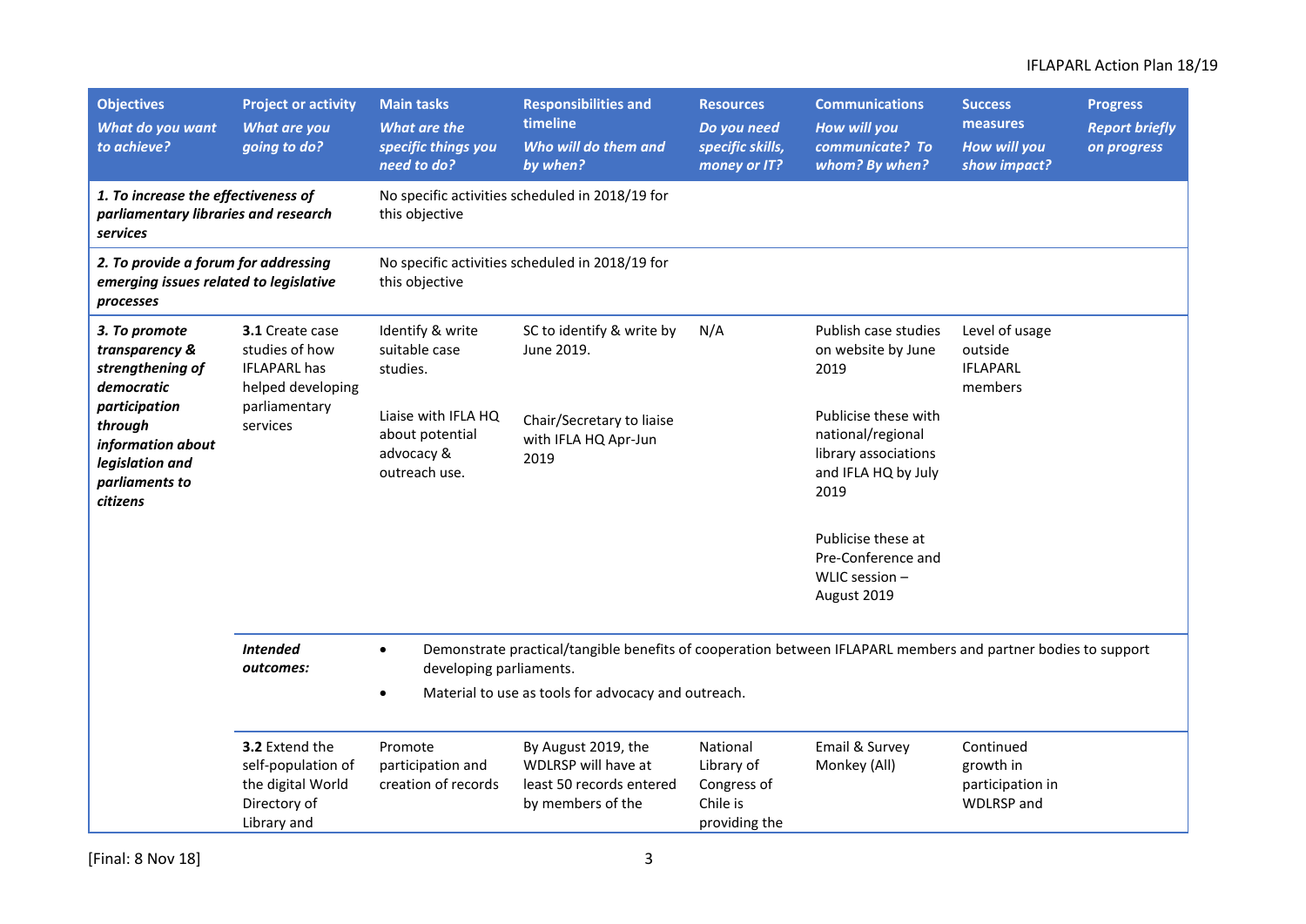| Objectives<br>*What do you want to achieve?* | Project or activity<br>*What are you going to do?* | Main tasks<br>*What are the specific things you need to do?* | Responsibilities and timeline<br>*Who will do them and by when?* | Resources<br>*Do you need specific skills, money or IT?* | Communications<br>*How will you communicate? To whom? By when?* | Success measures<br>*How will you show impact?* | Progress<br>*Report briefly on progress* |
|---|---|---|---|---|---|---|---|
| ***1. To increase the effectiveness of parliamentary libraries and research services*** | | No specific activities scheduled in 2018/19 for this objective | | | | | |
| ***2. To provide a forum for addressing emerging issues related to legislative processes*** | | No specific activities scheduled in 2018/19 for this objective | | | | | |
| ***3. To promote transparency & strengthening of democratic participation through information about legislation and parliaments to citizens*** | **3.1** Create case studies of how IFLAPARL has helped developing parliamentary services | Identify & write suitable case studies.<br><br>Liaise with IFLA HQ about potential advocacy & outreach use. | SC to identify & write by June 2019.<br><br>Chair/Secretary to liaise with IFLA HQ Apr-Jun 2019 | N/A | Publish case studies on website by June 2019<br><br>Publicise these with national/regional library associations and IFLA HQ by July 2019<br><br>Publicise these at Pre-Conference and WLIC session – August 2019 | Level of usage outside IFLAPARL members | |
| | ***Intended outcomes:*** | • Demonstrate practical/tangible benefits of cooperation between IFLAPARL members and partner bodies to support developing parliaments.<br>• Material to use as tools for advocacy and outreach. | | | | | |
| | **3.2** Extend the self-population of the digital World Directory of Library and | Promote participation and creation of records | By August 2019, the WDLRSP will have at least 50 records entered by members of the | National Library of Congress of Chile is providing the | Email & Survey Monkey (All) | Continued growth in participation in WDLRSP and | |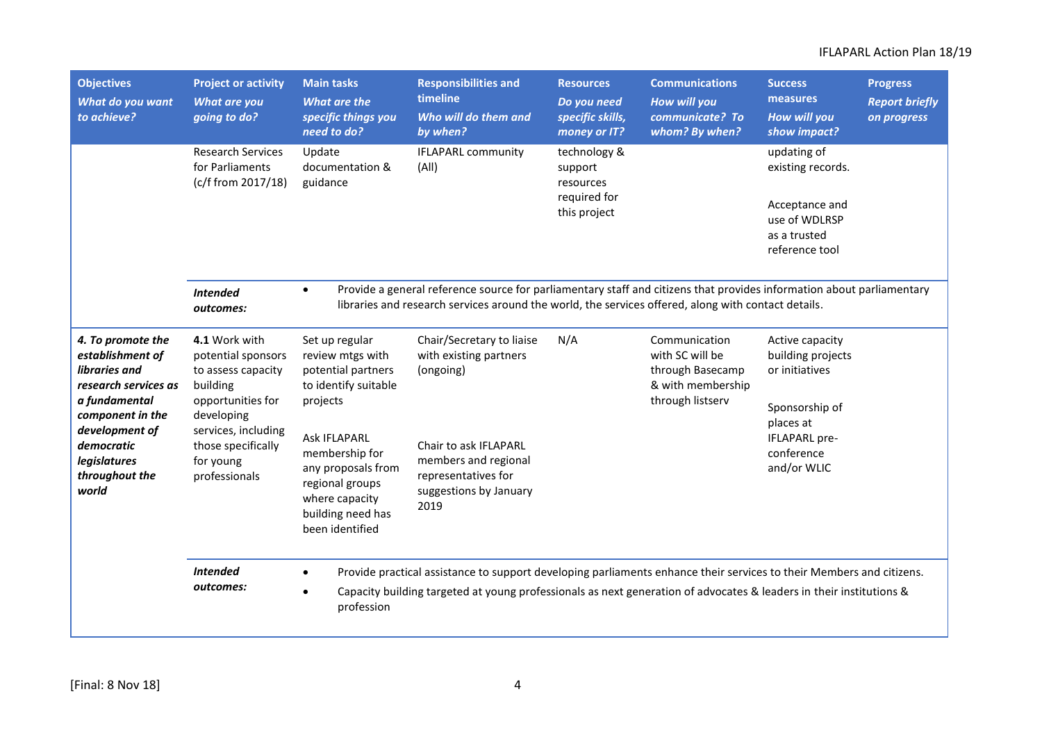| Objectives *What do you want to achieve?* | Project or activity *What are you going to do?* | Main tasks *What are the specific things you need to do?* | Responsibilities and timeline *Who will do them and by when?* | Resources *Do you need specific skills, money or IT?* | Communications *How will you communicate? To whom? By when?* | Success measures *How will you show impact?* | Progress *Report briefly on progress* |
|---|---|---|---|---|---|---|---|
| | Research Services for Parliaments (c/f from 2017/18) | Update documentation & guidance | IFLAPARL community (All) | technology & support resources required for this project | | updating of existing records.<br><br>Acceptance and use of WDLRSP as a trusted reference tool | |
| | ***Intended outcomes:*** | • Provide a general reference source for parliamentary staff and citizens that provides information about parliamentary libraries and research services around the world, the services offered, along with contact details. | | | | | |
| ***4. To promote the establishment of libraries and research services as a fundamental component in the development of democratic legislatures throughout the world*** | **4.1** Work with potential sponsors to assess capacity building opportunities for developing services, including those specifically for young professionals | Set up regular review mtgs with potential partners to identify suitable projects<br><br>Ask IFLAPARL membership for any proposals from regional groups where capacity building need has been identified | Chair/Secretary to liaise with existing partners (ongoing)<br><br>Chair to ask IFLAPARL members and regional representatives for suggestions by January 2019 | N/A | Communication with SC will be through Basecamp & with membership through listserv | Active capacity building projects or initiatives<br><br>Sponsorship of places at IFLAPARL pre-conference and/or WLIC | |
| | ***Intended outcomes:*** | • Provide practical assistance to support developing parliaments enhance their services to their Members and citizens.<br>• Capacity building targeted at young professionals as next generation of advocates & leaders in their institutions & profession | | | | | |

[Final: 8 Nov 18]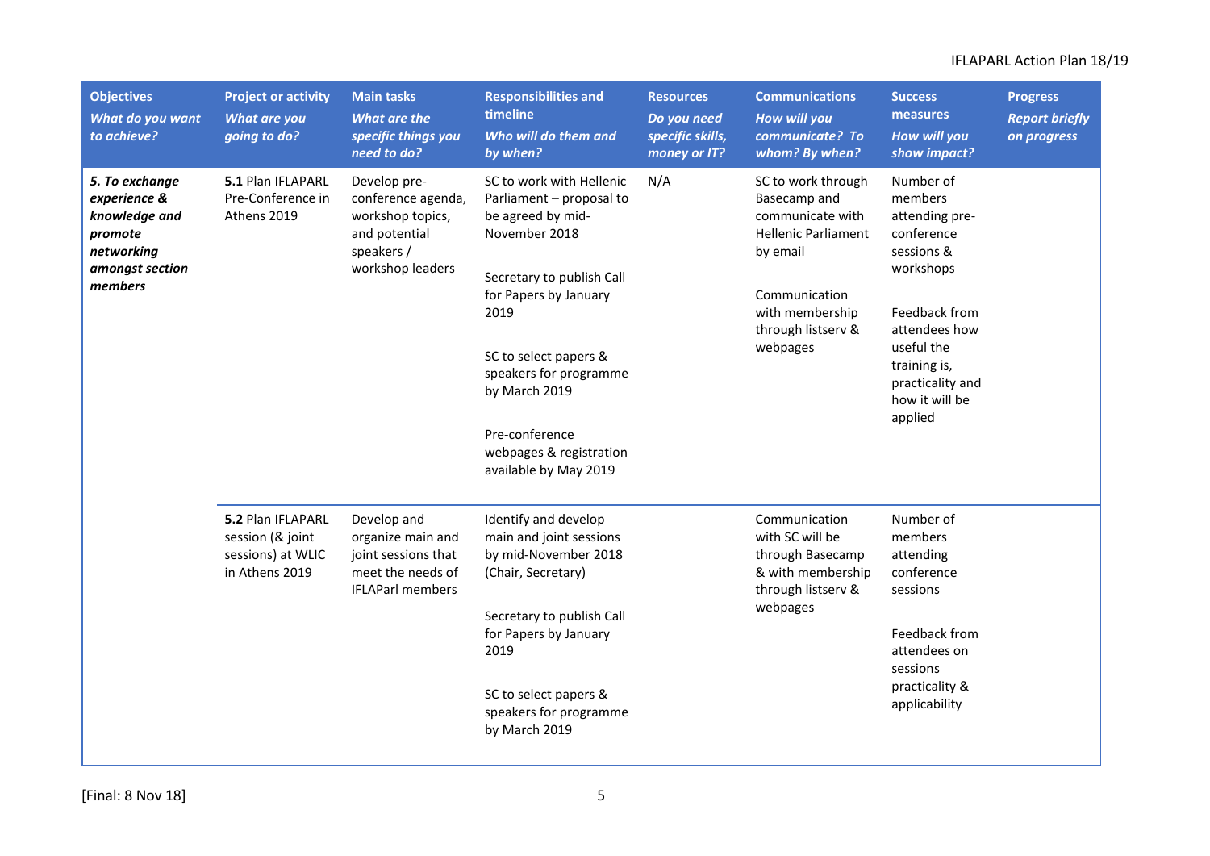| **Objectives** *What do you want to achieve?* | **Project or activity** *What are you going to do?* | **Main tasks** *What are the specific things you need to do?* | **Responsibilities and timeline** *Who will do them and by when?* | **Resources** *Do you need specific skills, money or IT?* | **Communications** *How will you communicate? To whom? By when?* | **Success measures** *How will you show impact?* | **Progress** *Report briefly on progress* |
|---|---|---|---|---|---|---|---|
| ***5. To exchange experience & knowledge and promote networking amongst section members*** | **5.1** Plan IFLAPARL Pre-Conference in Athens 2019 | Develop pre-conference agenda, workshop topics, and potential speakers / workshop leaders | SC to work with Hellenic Parliament – proposal to be agreed by mid-November 2018<br><br>Secretary to publish Call for Papers by January 2019<br><br>SC to select papers & speakers for programme by March 2019<br><br>Pre-conference webpages & registration available by May 2019 | N/A | SC to work through Basecamp and communicate with Hellenic Parliament by email<br><br>Communication with membership through listserv & webpages | Number of members attending pre-conference sessions & workshops<br><br>Feedback from attendees how useful the training is, practicality and how it will be applied | |
| | **5.2** Plan IFLAPARL session (& joint sessions) at WLIC in Athens 2019 | Develop and organize main and joint sessions that meet the needs of IFLAParl members | Identify and develop main and joint sessions by mid-November 2018 (Chair, Secretary)<br><br>Secretary to publish Call for Papers by January 2019<br><br>SC to select papers & speakers for programme by March 2019 | | Communication with SC will be through Basecamp & with membership through listserv & webpages | Number of members attending conference sessions<br><br>Feedback from attendees on sessions practicality & applicability | |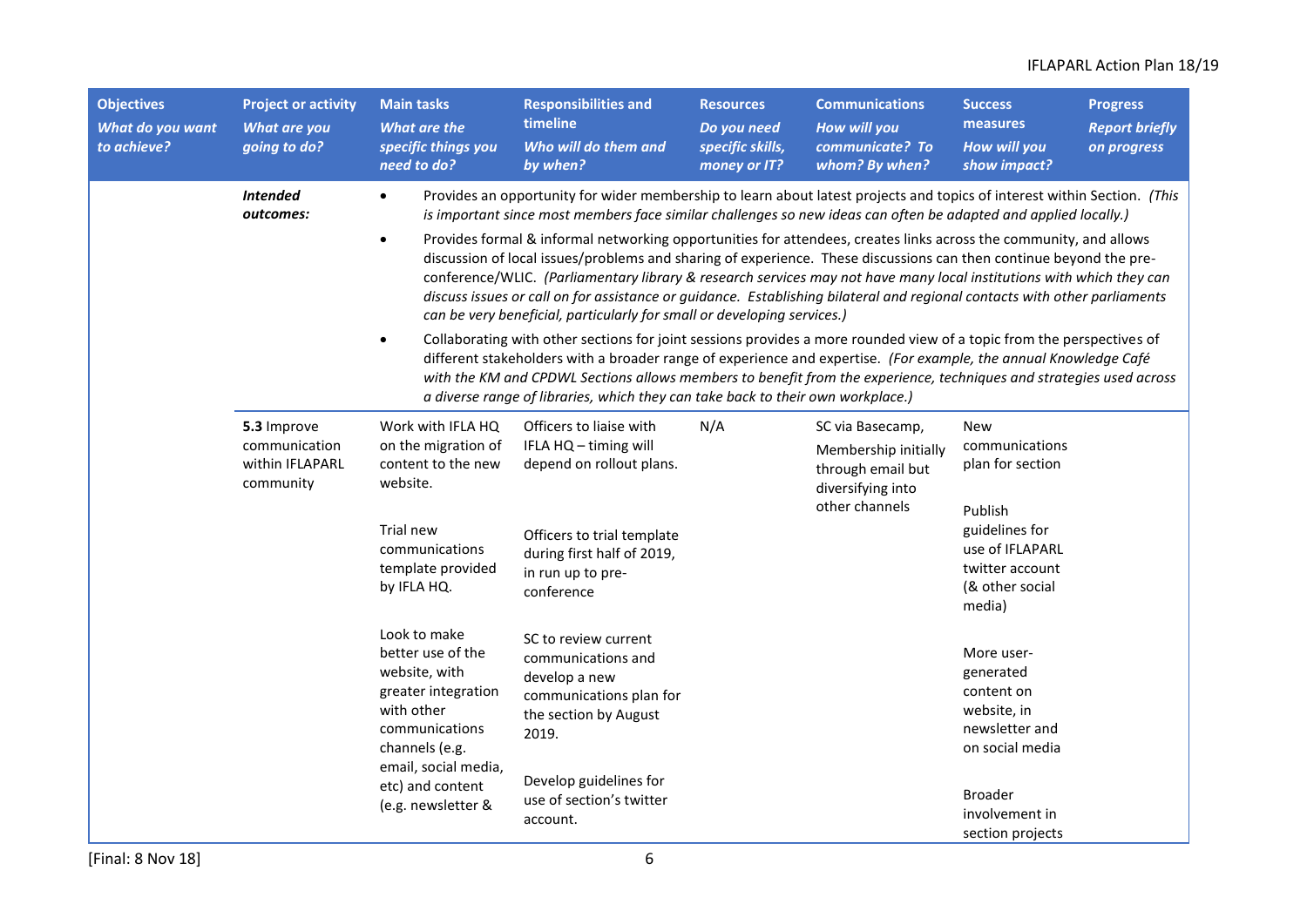| Objectives *What do you want to achieve?* | Project or activity *What are you going to do?* | Main tasks *What are the specific things you need to do?* | Responsibilities and timeline *Who will do them and by when?* | Resources *Do you need specific skills, money or IT?* | Communications *How will you communicate? To whom? By when?* | Success measures *How will you show impact?* | Progress *Report briefly on progress* |
|---|---|---|---|---|---|---|---|
| | ***Intended outcomes:*** | • Provides an opportunity for wider membership to learn about latest projects and topics of interest within Section. *(This is important since most members face similar challenges so new ideas can often be adapted and applied locally.)* <br> • Provides formal & informal networking opportunities for attendees, creates links across the community, and allows discussion of local issues/problems and sharing of experience. These discussions can then continue beyond the pre-conference/WLIC. *(Parliamentary library & research services may not have many local institutions with which they can discuss issues or call on for assistance or guidance. Establishing bilateral and regional contacts with other parliaments can be very beneficial, particularly for small or developing services.)* <br> • Collaborating with other sections for joint sessions provides a more rounded view of a topic from the perspectives of different stakeholders with a broader range of experience and expertise. *(For example, the annual Knowledge Café with the KM and CPDWL Sections allows members to benefit from the experience, techniques and strategies used across a diverse range of libraries, which they can take back to their own workplace.)* | | | | | |
| | **5.3** Improve communication within IFLAPARL community | Work with IFLA HQ on the migration of content to the new website. <br><br> Trial new communications template provided by IFLA HQ. <br><br> Look to make better use of the website, with greater integration with other communications channels (e.g. email, social media, etc) and content (e.g. newsletter & | Officers to liaise with IFLA HQ – timing will depend on rollout plans. <br><br> Officers to trial template during first half of 2019, in run up to pre-conference <br><br> SC to review current communications and develop a new communications plan for the section by August 2019. <br><br> Develop guidelines for use of section's twitter account. | N/A | SC via Basecamp, <br> Membership initially through email but diversifying into other channels | New communications plan for section <br><br> Publish guidelines for use of IFLAPARL twitter account (& other social media) <br><br> More user-generated content on website, in newsletter and on social media <br><br> Broader involvement in section projects | |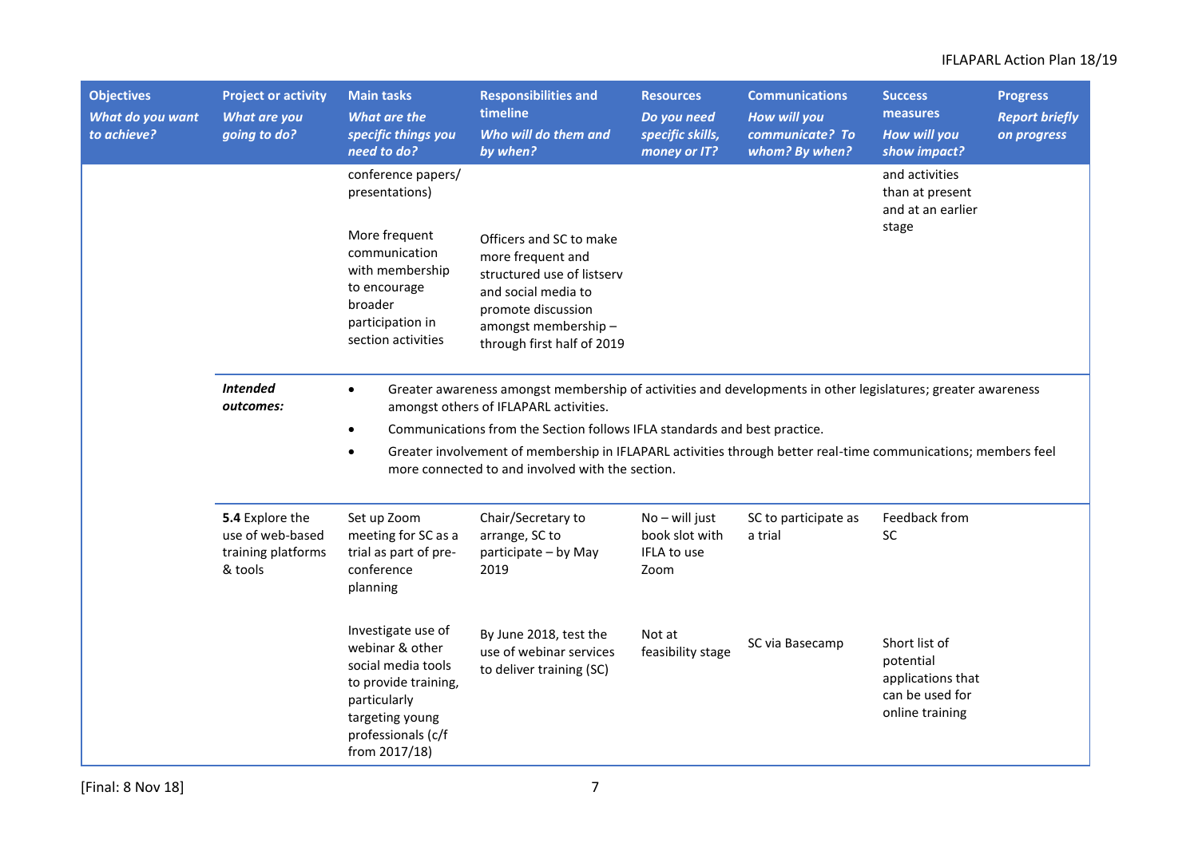| Objectives *What do you want to achieve?* | Project or activity *What are you going to do?* | Main tasks *What are the specific things you need to do?* | Responsibilities and timeline *Who will do them and by when?* | Resources *Do you need specific skills, money or IT?* | Communications *How will you communicate? To whom? By when?* | Success measures *How will you show impact?* | Progress *Report briefly on progress* |
|---|---|---|---|---|---|---|---|
| | | conference papers/ presentations) | | | | and activities than at present and at an earlier stage | |
| | | More frequent communication with membership to encourage broader participation in section activities | Officers and SC to make more frequent and structured use of listserv and social media to promote discussion amongst membership – through first half of 2019 | | | | |
| | ***Intended outcomes:*** | • Greater awareness amongst membership of activities and developments in other legislatures; greater awareness amongst others of IFLAPARL activities.<br>• Communications from the Section follows IFLA standards and best practice.<br>• Greater involvement of membership in IFLAPARL activities through better real-time communications; members feel more connected to and involved with the section. | | | | | |
| | **5.4** Explore the use of web-based training platforms & tools | Set up Zoom meeting for SC as a trial as part of pre-conference planning | Chair/Secretary to arrange, SC to participate – by May 2019 | No – will just book slot with IFLA to use Zoom | SC to participate as a trial | Feedback from SC | |
| | | Investigate use of webinar & other social media tools to provide training, particularly targeting young professionals (c/f from 2017/18) | By June 2018, test the use of webinar services to deliver training (SC) | Not at feasibility stage | SC via Basecamp | Short list of potential applications that can be used for online training | |

[Final: 8 Nov 18]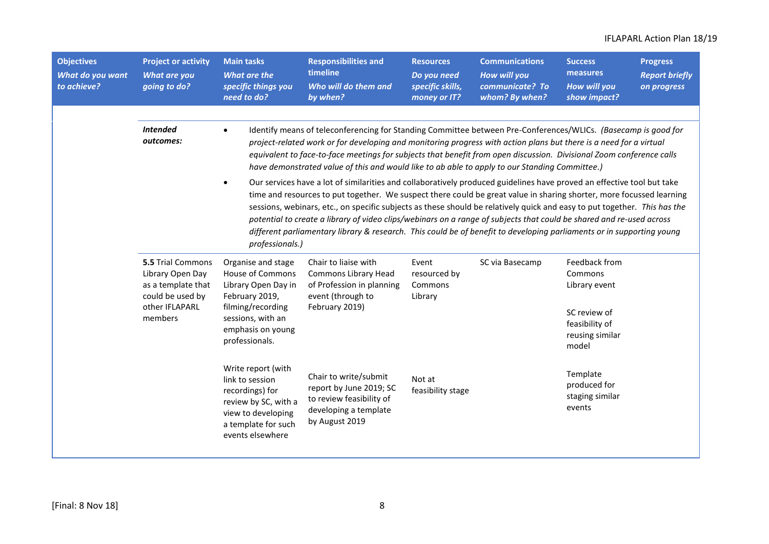| Objectives *What do you want to achieve?* | Project or activity *What are you going to do?* | Main tasks *What are the specific things you need to do?* | Responsibilities and timeline *Who will do them and by when?* | Resources *Do you need specific skills, money or IT?* | Communications *How will you communicate? To whom? By when?* | Success measures *How will you show impact?* | Progress *Report briefly on progress* |
|---|---|---|---|---|---|---|---|
| | ***Intended outcomes:*** | • Identify means of teleconferencing for Standing Committee between Pre-Conferences/WLICs. *(Basecamp is good for project-related work or for developing and monitoring progress with action plans but there is a need for a virtual equivalent to face-to-face meetings for subjects that benefit from open discussion. Divisional Zoom conference calls have demonstrated value of this and would like to ab able to apply to our Standing Committee.)*<br>• Our services have a lot of similarities and collaboratively produced guidelines have proved an effective tool but take time and resources to put together. We suspect there could be great value in sharing shorter, more focussed learning sessions, webinars, etc., on specific subjects as these should be relatively quick and easy to put together. *This has the potential to create a library of video clips/webinars on a range of subjects that could be shared and re-used across different parliamentary library & research. This could be of benefit to developing parliaments or in supporting young professionals.)* | | | | | |
| | **5.5** Trial Commons Library Open Day as a template that could be used by other IFLAPARL members | Organise and stage House of Commons Library Open Day in February 2019, filming/recording sessions, with an emphasis on young professionals. | Chair to liaise with Commons Library Head of Profession in planning event (through to February 2019) | Event resourced by Commons Library | SC via Basecamp | Feedback from Commons Library event<br><br>SC review of feasibility of reusing similar model | |
| | | Write report (with link to session recordings) for review by SC, with a view to developing a template for such events elsewhere | Chair to write/submit report by June 2019; SC to review feasibility of developing a template by August 2019 | Not at feasibility stage | | Template produced for staging similar events | |

[Final: 8 Nov 18]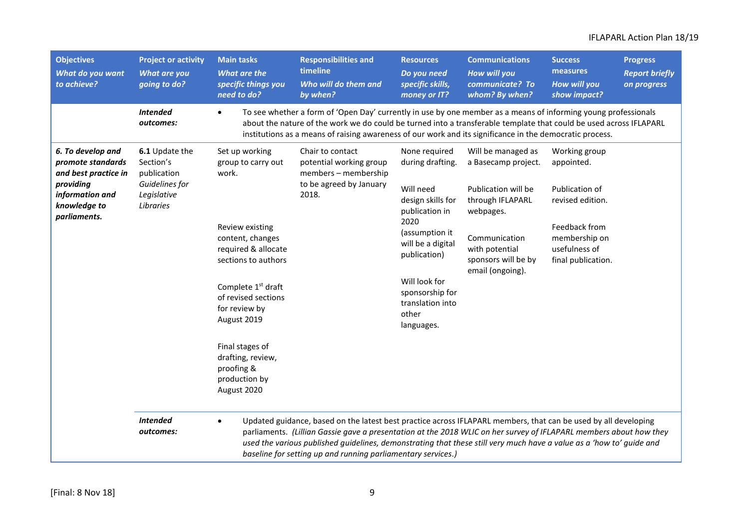| **Objectives** *What do you want to achieve?* | **Project or activity** *What are you going to do?* | **Main tasks** *What are the specific things you need to do?* | **Responsibilities and timeline** *Who will do them and by when?* | **Resources** *Do you need specific skills, money or IT?* | **Communications** *How will you communicate? To whom? By when?* | **Success measures** *How will you show impact?* | **Progress** *Report briefly on progress* |
|---|---|---|---|---|---|---|---|
| | ***Intended outcomes:*** | • To see whether a form of 'Open Day' currently in use by one member as a means of informing young professionals about the nature of the work we do could be turned into a transferable template that could be used across IFLAPARL institutions as a means of raising awareness of our work and its significance in the democratic process. | | | | | |
| ***6. To develop and promote standards and best practice in providing information and knowledge to parliaments.*** | **6.1** Update the Section's publication *Guidelines for Legislative Libraries* | Set up working group to carry out work.<br><br>Review existing content, changes required & allocate sections to authors<br><br>Complete 1st draft of revised sections for review by August 2019<br><br>Final stages of drafting, review, proofing & production by August 2020 | Chair to contact potential working group members – membership to be agreed by January 2018. | None required during drafting.<br><br>Will need design skills for publication in 2020 (assumption it will be a digital publication)<br><br>Will look for sponsorship for translation into other languages. | Will be managed as a Basecamp project.<br><br>Publication will be through IFLAPARL webpages.<br><br>Communication with potential sponsors will be by email (ongoing). | Working group appointed.<br><br>Publication of revised edition.<br><br>Feedback from membership on usefulness of final publication. | |
| | ***Intended outcomes:*** | • Updated guidance, based on the latest best practice across IFLAPARL members, that can be used by all developing parliaments. *(Lillian Gassie gave a presentation at the 2018 WLIC on her survey of IFLAPARL members about how they used the various published guidelines, demonstrating that these still very much have a value as a 'how to' guide and baseline for setting up and running parliamentary services.)* | | | | | |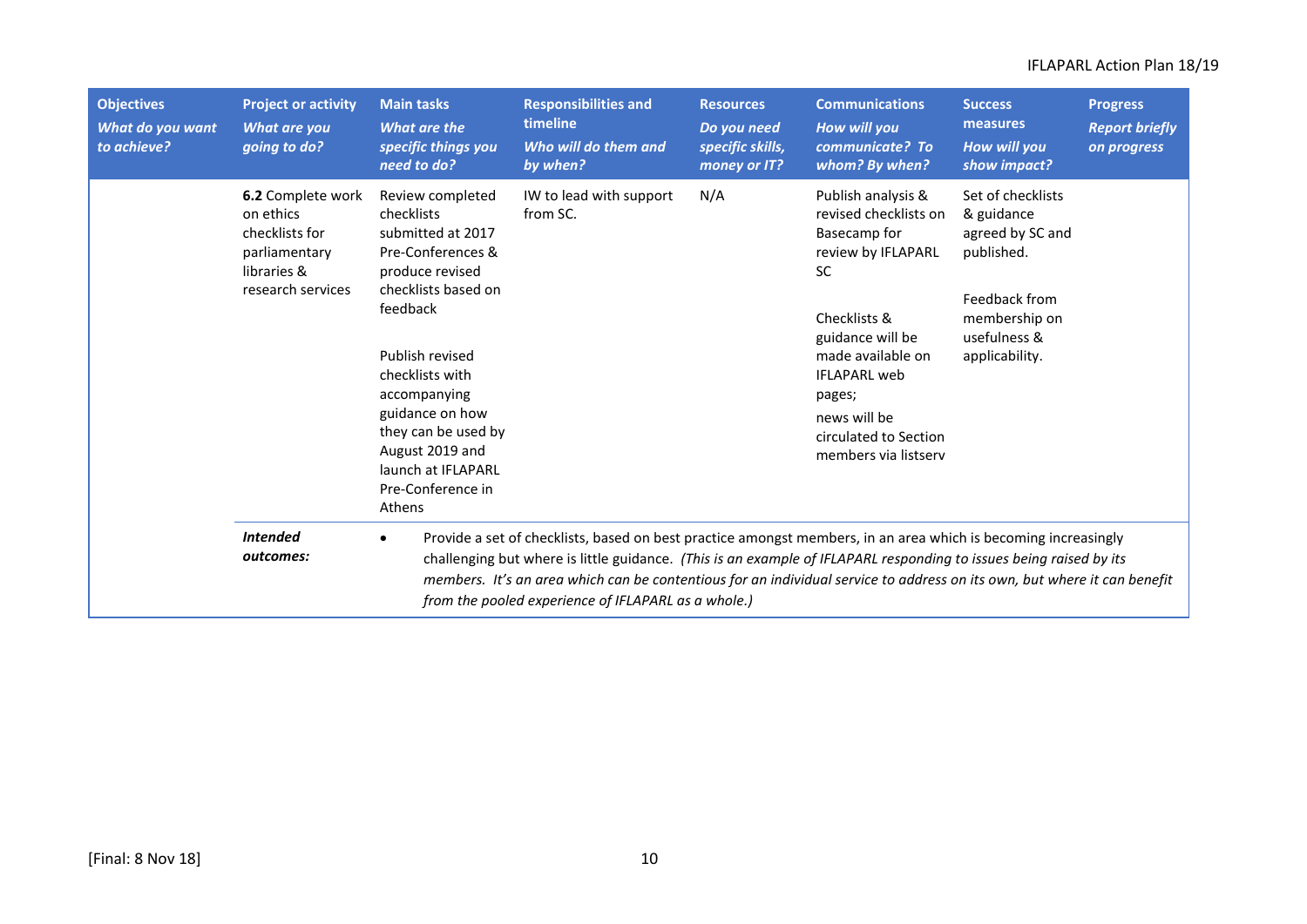| Objectives *What do you want to achieve?* | Project or activity *What are you going to do?* | Main tasks *What are the specific things you need to do?* | Responsibilities and timeline *Who will do them and by when?* | Resources *Do you need specific skills, money or IT?* | Communications *How will you communicate? To whom? By when?* | Success measures *How will you show impact?* | Progress *Report briefly on progress* |
|---|---|---|---|---|---|---|---|
| | **6.2** Complete work on ethics checklists for parliamentary libraries & research services | Review completed checklists submitted at 2017 Pre-Conferences & produce revised checklists based on feedback<br><br>Publish revised checklists with accompanying guidance on how they can be used by August 2019 and launch at IFLAPARL Pre-Conference in Athens | IW to lead with support from SC. | N/A | Publish analysis & revised checklists on Basecamp for review by IFLAPARL SC<br><br>Checklists & guidance will be made available on IFLAPARL web pages;<br>news will be circulated to Section members via listserv | Set of checklists & guidance agreed by SC and published.<br><br>Feedback from membership on usefulness & applicability. | |
| | ***Intended outcomes:*** | • Provide a set of checklists, based on best practice amongst members, in an area which is becoming increasingly challenging but where is little guidance. *(This is an example of IFLAPARL responding to issues being raised by its members. It's an area which can be contentious for an individual service to address on its own, but where it can benefit from the pooled experience of IFLAPARL as a whole.)* | | | | | |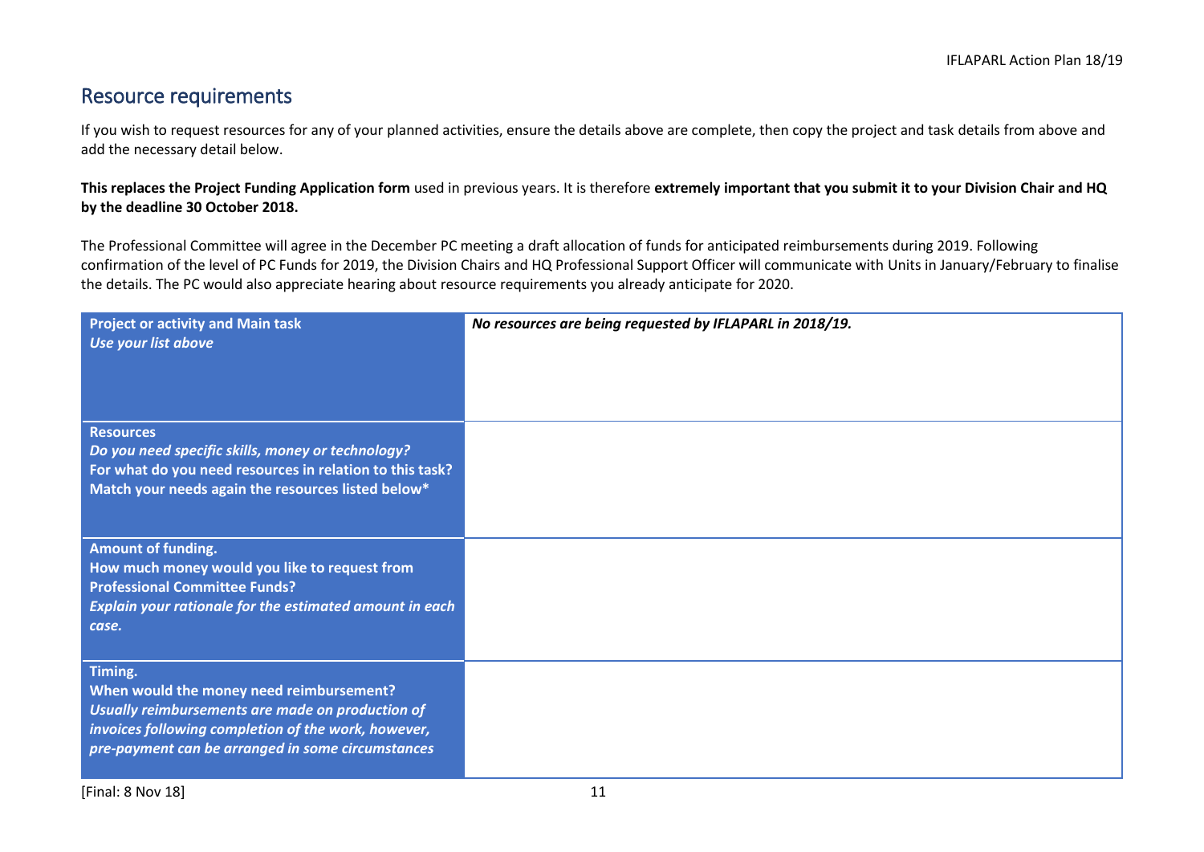## Resource requirements

If you wish to request resources for any of your planned activities, ensure the details above are complete, then copy the project and task details from above and add the necessary detail below.

**This replaces the Project Funding Application form** used in previous years. It is therefore **extremely important that you submit it to your Division Chair and HQ by the deadline 30 October 2018.**

The Professional Committee will agree in the December PC meeting a draft allocation of funds for anticipated reimbursements during 2019. Following confirmation of the level of PC Funds for 2019, the Division Chairs and HQ Professional Support Officer will communicate with Units in January/February to finalise the details. The PC would also appreciate hearing about resource requirements you already anticipate for 2020.

| | |
|---|---|
| **Project or activity and Main task** ***Use your list above*** | ***No resources are being requested by IFLAPARL in 2018/19.*** |
| **Resources** ***Do you need specific skills, money or technology?*** **For what do you need resources in relation to this task? Match your needs again the resources listed below*** | |
| **Amount of funding. How much money would you like to request from Professional Committee Funds?** ***Explain your rationale for the estimated amount in each case.*** | |
| **Timing. When would the money need reimbursement?** ***Usually reimbursements are made on production of invoices following completion of the work, however, pre-payment can be arranged in some circumstances*** | |

[Final: 8 Nov 18]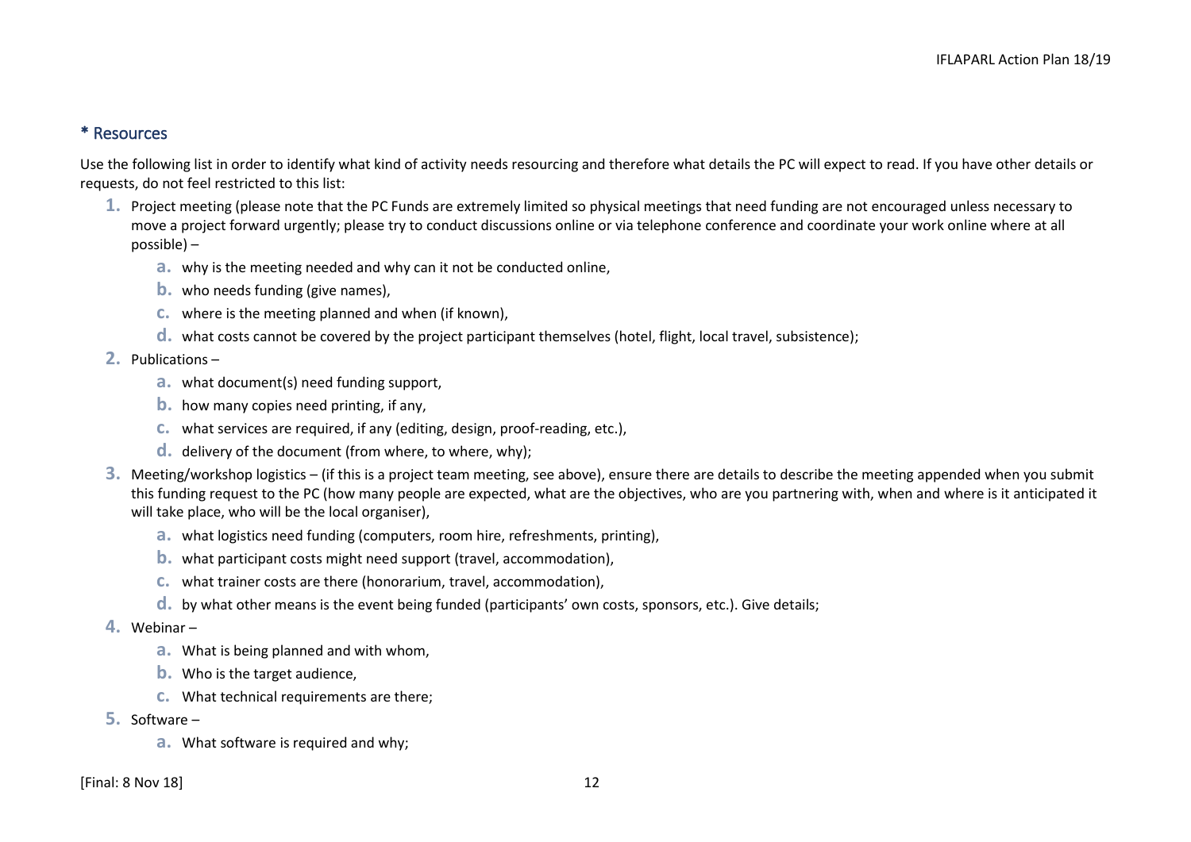## * Resources

Use the following list in order to identify what kind of activity needs resourcing and therefore what details the PC will expect to read. If you have other details or requests, do not feel restricted to this list:

1. Project meeting (please note that the PC Funds are extremely limited so physical meetings that need funding are not encouraged unless necessary to move a project forward urgently; please try to conduct discussions online or via telephone conference and coordinate your work online where at all possible) –
    a. why is the meeting needed and why can it not be conducted online,
    b. who needs funding (give names),
    c. where is the meeting planned and when (if known),
    d. what costs cannot be covered by the project participant themselves (hotel, flight, local travel, subsistence);
2. Publications –
    a. what document(s) need funding support,
    b. how many copies need printing, if any,
    c. what services are required, if any (editing, design, proof-reading, etc.),
    d. delivery of the document (from where, to where, why);
3. Meeting/workshop logistics – (if this is a project team meeting, see above), ensure there are details to describe the meeting appended when you submit this funding request to the PC (how many people are expected, what are the objectives, who are you partnering with, when and where is it anticipated it will take place, who will be the local organiser),
    a. what logistics need funding (computers, room hire, refreshments, printing),
    b. what participant costs might need support (travel, accommodation),
    c. what trainer costs are there (honorarium, travel, accommodation),
    d. by what other means is the event being funded (participants' own costs, sponsors, etc.). Give details;
4. Webinar –
    a. What is being planned and with whom,
    b. Who is the target audience,
    c. What technical requirements are there;
5. Software –
    a. What software is required and why;

[Final: 8 Nov 18]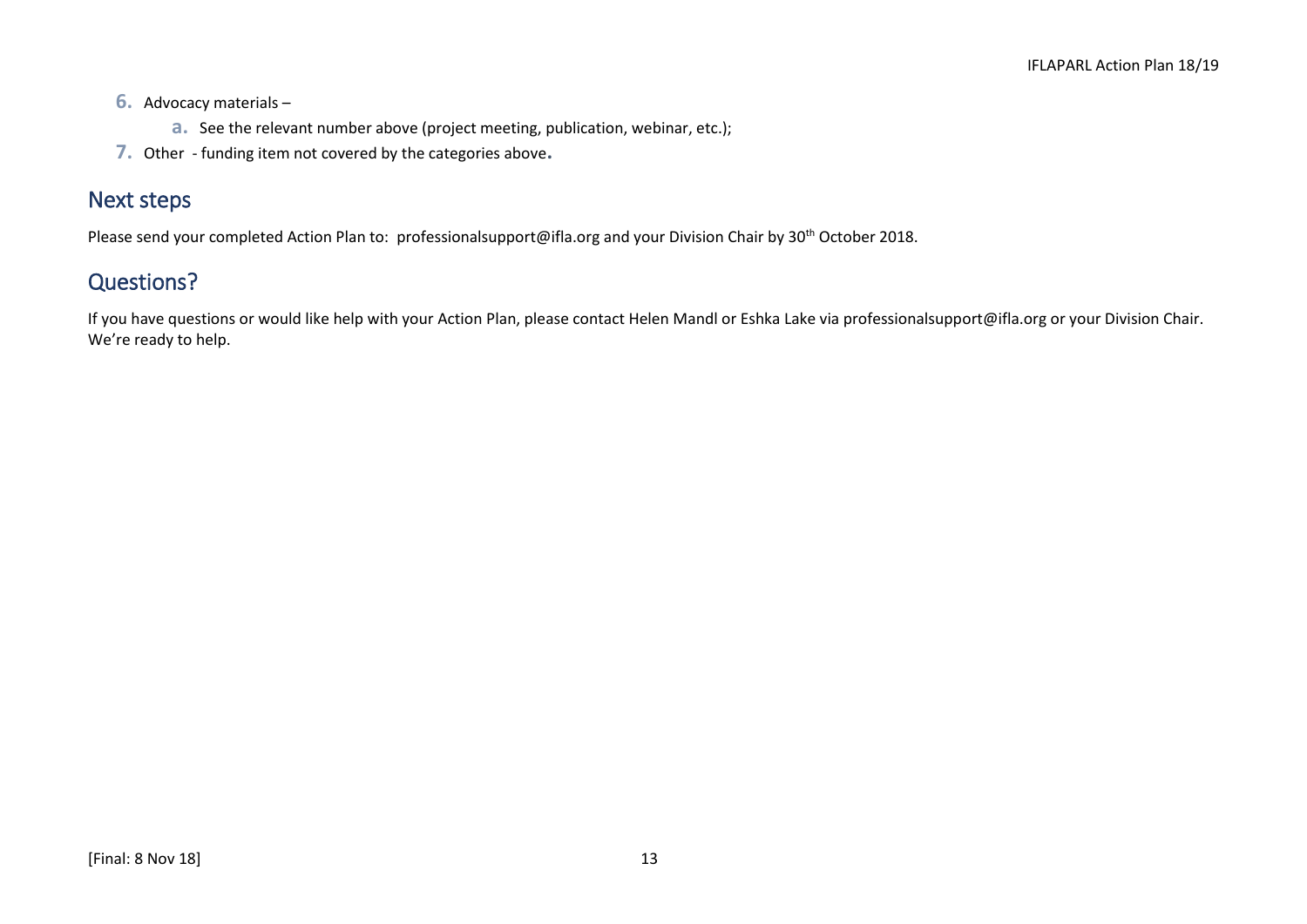6. Advocacy materials –
    a. See the relevant number above (project meeting, publication, webinar, etc.);
7. Other - funding item not covered by the categories above.

## Next steps

Please send your completed Action Plan to: professionalsupport@ifla.org and your Division Chair by 30th October 2018.

## Questions?

If you have questions or would like help with your Action Plan, please contact Helen Mandl or Eshka Lake via professionalsupport@ifla.org or your Division Chair. We're ready to help.

[Final: 8 Nov 18]